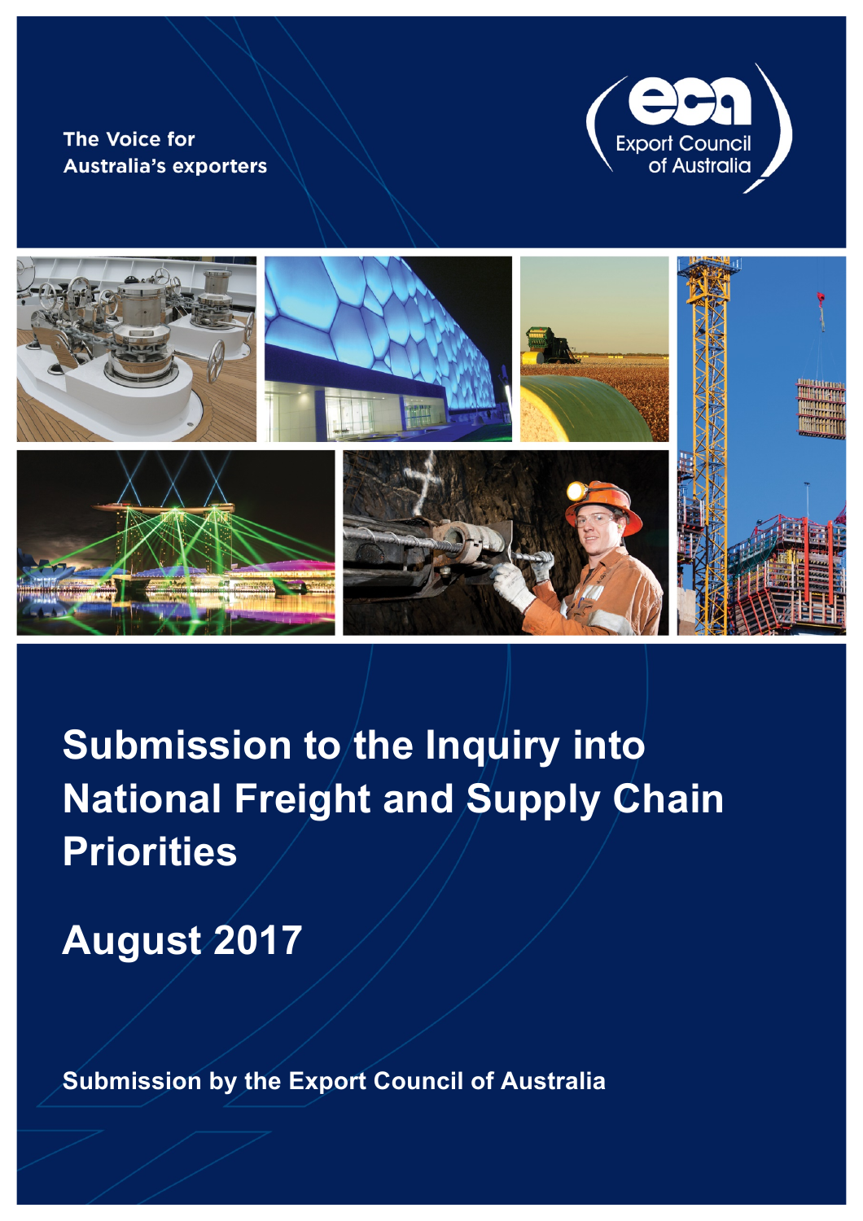The Voice for Australia's exporters

Export Council of Australia

# Submission to the Inquiry into National Freight and Supply Chain Priorities

## August 2017

**Submission by the Export Council of Australia**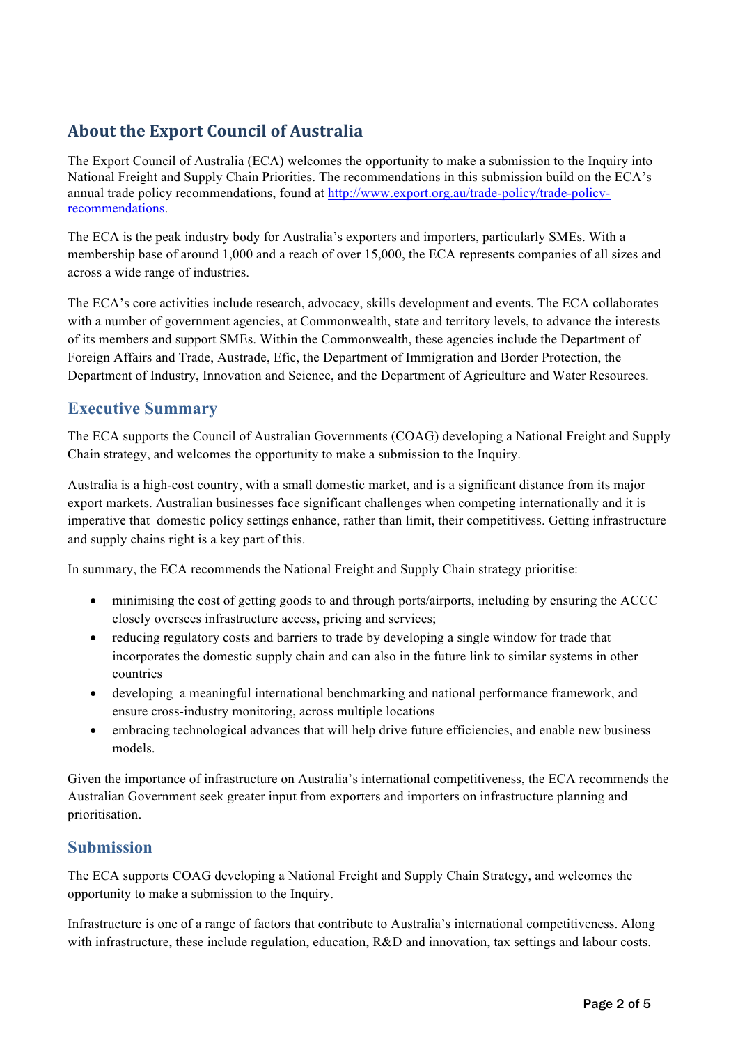## About the Export Council of Australia

The Export Council of Australia (ECA) welcomes the opportunity to make a submission to the Inquiry into National Freight and Supply Chain Priorities. The recommendations in this submission build on the ECA's annual trade policy recommendations, found at [http://www.export.org.au/trade-policy/trade-policy-recommendations](http://www.export.org.au/trade-policy/trade-policy-recommendations).

The ECA is the peak industry body for Australia's exporters and importers, particularly SMEs. With a membership base of around 1,000 and a reach of over 15,000, the ECA represents companies of all sizes and across a wide range of industries.

The ECA's core activities include research, advocacy, skills development and events. The ECA collaborates with a number of government agencies, at Commonwealth, state and territory levels, to advance the interests of its members and support SMEs. Within the Commonwealth, these agencies include the Department of Foreign Affairs and Trade, Austrade, Efic, the Department of Immigration and Border Protection, the Department of Industry, Innovation and Science, and the Department of Agriculture and Water Resources.

## Executive Summary

The ECA supports the Council of Australian Governments (COAG) developing a National Freight and Supply Chain strategy, and welcomes the opportunity to make a submission to the Inquiry.

Australia is a high-cost country, with a small domestic market, and is a significant distance from its major export markets. Australian businesses face significant challenges when competing internationally and it is imperative that domestic policy settings enhance, rather than limit, their competitivess. Getting infrastructure and supply chains right is a key part of this.

In summary, the ECA recommends the National Freight and Supply Chain strategy prioritise:

- minimising the cost of getting goods to and through ports/airports, including by ensuring the ACCC closely oversees infrastructure access, pricing and services;
- reducing regulatory costs and barriers to trade by developing a single window for trade that incorporates the domestic supply chain and can also in the future link to similar systems in other countries
- developing a meaningful international benchmarking and national performance framework, and ensure cross-industry monitoring, across multiple locations
- embracing technological advances that will help drive future efficiencies, and enable new business models.

Given the importance of infrastructure on Australia's international competitiveness, the ECA recommends the Australian Government seek greater input from exporters and importers on infrastructure planning and prioritisation.

## Submission

The ECA supports COAG developing a National Freight and Supply Chain Strategy, and welcomes the opportunity to make a submission to the Inquiry.

Infrastructure is one of a range of factors that contribute to Australia's international competitiveness. Along with infrastructure, these include regulation, education, R&D and innovation, tax settings and labour costs.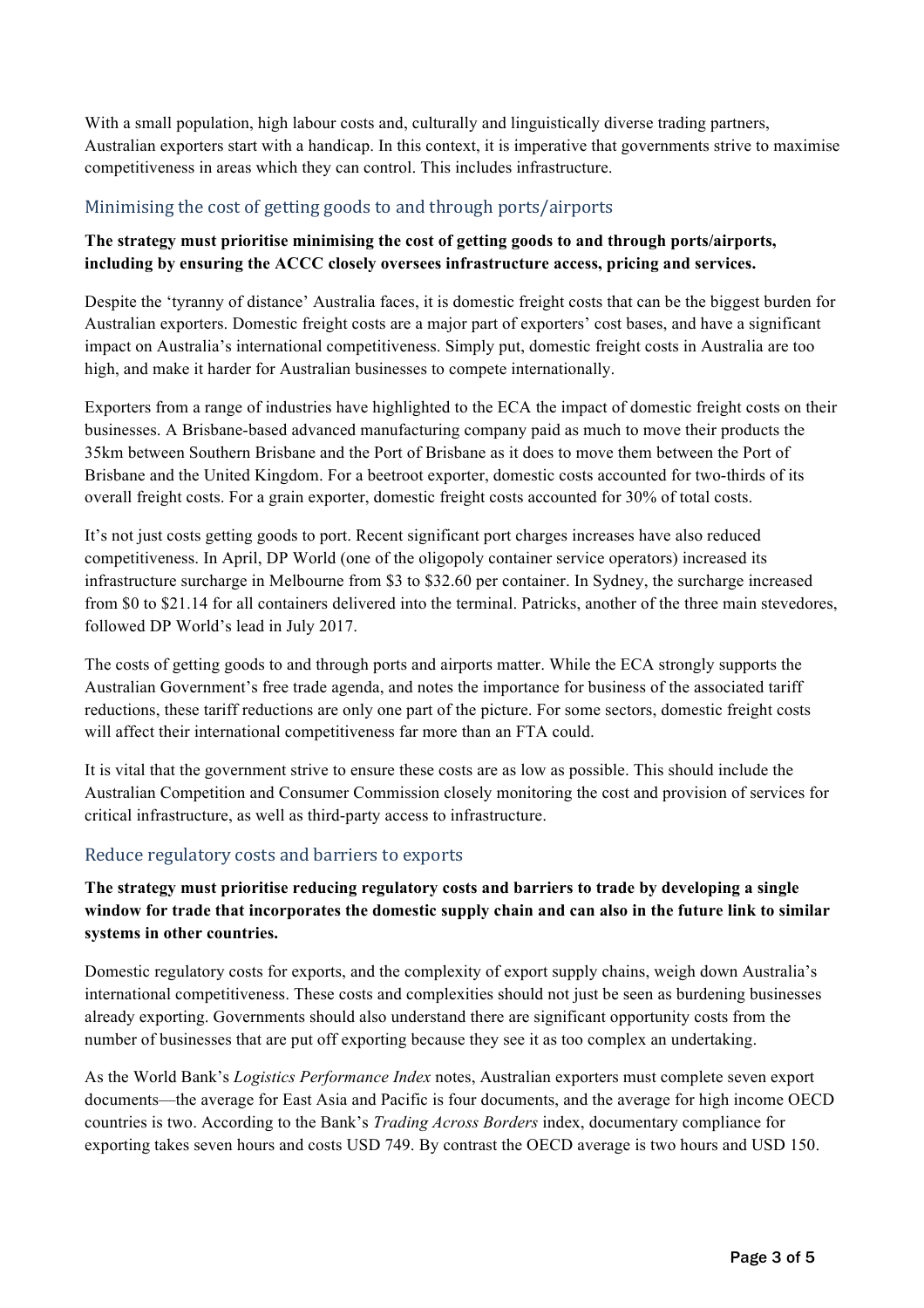With a small population, high labour costs and, culturally and linguistically diverse trading partners, Australian exporters start with a handicap. In this context, it is imperative that governments strive to maximise competitiveness in areas which they can control. This includes infrastructure.

## Minimising the cost of getting goods to and through ports/airports

**The strategy must prioritise minimising the cost of getting goods to and through ports/airports, including by ensuring the ACCC closely oversees infrastructure access, pricing and services.**

Despite the 'tyranny of distance' Australia faces, it is domestic freight costs that can be the biggest burden for Australian exporters. Domestic freight costs are a major part of exporters' cost bases, and have a significant impact on Australia's international competitiveness. Simply put, domestic freight costs in Australia are too high, and make it harder for Australian businesses to compete internationally.

Exporters from a range of industries have highlighted to the ECA the impact of domestic freight costs on their businesses. A Brisbane-based advanced manufacturing company paid as much to move their products the 35km between Southern Brisbane and the Port of Brisbane as it does to move them between the Port of Brisbane and the United Kingdom. For a beetroot exporter, domestic costs accounted for two-thirds of its overall freight costs. For a grain exporter, domestic freight costs accounted for 30% of total costs.

It's not just costs getting goods to port. Recent significant port charges increases have also reduced competitiveness. In April, DP World (one of the oligopoly container service operators) increased its infrastructure surcharge in Melbourne from $3 to $32.60 per container. In Sydney, the surcharge increased from $0 to $21.14 for all containers delivered into the terminal. Patricks, another of the three main stevedores, followed DP World's lead in July 2017.

The costs of getting goods to and through ports and airports matter. While the ECA strongly supports the Australian Government's free trade agenda, and notes the importance for business of the associated tariff reductions, these tariff reductions are only one part of the picture. For some sectors, domestic freight costs will affect their international competitiveness far more than an FTA could.

It is vital that the government strive to ensure these costs are as low as possible. This should include the Australian Competition and Consumer Commission closely monitoring the cost and provision of services for critical infrastructure, as well as third-party access to infrastructure.

## Reduce regulatory costs and barriers to exports

**The strategy must prioritise reducing regulatory costs and barriers to trade by developing a single window for trade that incorporates the domestic supply chain and can also in the future link to similar systems in other countries.**

Domestic regulatory costs for exports, and the complexity of export supply chains, weigh down Australia's international competitiveness. These costs and complexities should not just be seen as burdening businesses already exporting. Governments should also understand there are significant opportunity costs from the number of businesses that are put off exporting because they see it as too complex an undertaking.

As the World Bank's *Logistics Performance Index* notes, Australian exporters must complete seven export documents—the average for East Asia and Pacific is four documents, and the average for high income OECD countries is two. According to the Bank's *Trading Across Borders* index, documentary compliance for exporting takes seven hours and costs USD 749. By contrast the OECD average is two hours and USD 150.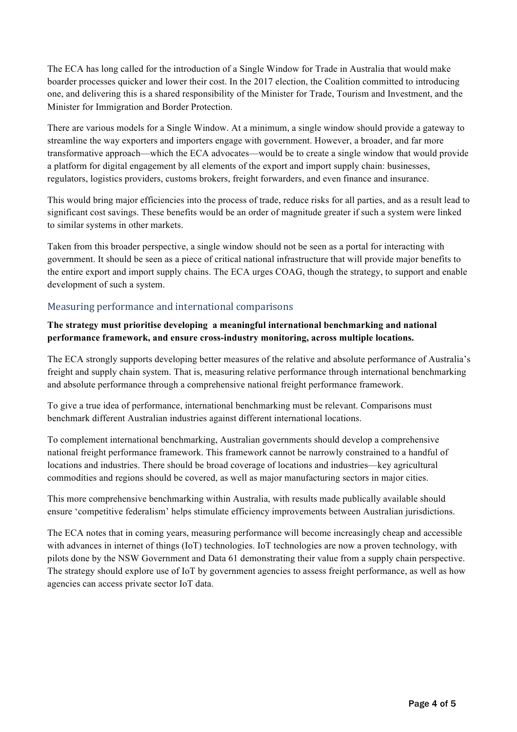The ECA has long called for the introduction of a Single Window for Trade in Australia that would make boarder processes quicker and lower their cost. In the 2017 election, the Coalition committed to introducing one, and delivering this is a shared responsibility of the Minister for Trade, Tourism and Investment, and the Minister for Immigration and Border Protection.

There are various models for a Single Window. At a minimum, a single window should provide a gateway to streamline the way exporters and importers engage with government. However, a broader, and far more transformative approach—which the ECA advocates—would be to create a single window that would provide a platform for digital engagement by all elements of the export and import supply chain: businesses, regulators, logistics providers, customs brokers, freight forwarders, and even finance and insurance.

This would bring major efficiencies into the process of trade, reduce risks for all parties, and as a result lead to significant cost savings. These benefits would be an order of magnitude greater if such a system were linked to similar systems in other markets.

Taken from this broader perspective, a single window should not be seen as a portal for interacting with government. It should be seen as a piece of critical national infrastructure that will provide major benefits to the entire export and import supply chains. The ECA urges COAG, though the strategy, to support and enable development of such a system.

## Measuring performance and international comparisons

**The strategy must prioritise developing a meaningful international benchmarking and national performance framework, and ensure cross-industry monitoring, across multiple locations.**

The ECA strongly supports developing better measures of the relative and absolute performance of Australia's freight and supply chain system. That is, measuring relative performance through international benchmarking and absolute performance through a comprehensive national freight performance framework.

To give a true idea of performance, international benchmarking must be relevant. Comparisons must benchmark different Australian industries against different international locations.

To complement international benchmarking, Australian governments should develop a comprehensive national freight performance framework. This framework cannot be narrowly constrained to a handful of locations and industries. There should be broad coverage of locations and industries—key agricultural commodities and regions should be covered, as well as major manufacturing sectors in major cities.

This more comprehensive benchmarking within Australia, with results made publically available should ensure 'competitive federalism' helps stimulate efficiency improvements between Australian jurisdictions.

The ECA notes that in coming years, measuring performance will become increasingly cheap and accessible with advances in internet of things (IoT) technologies. IoT technologies are now a proven technology, with pilots done by the NSW Government and Data 61 demonstrating their value from a supply chain perspective. The strategy should explore use of IoT by government agencies to assess freight performance, as well as how agencies can access private sector IoT data.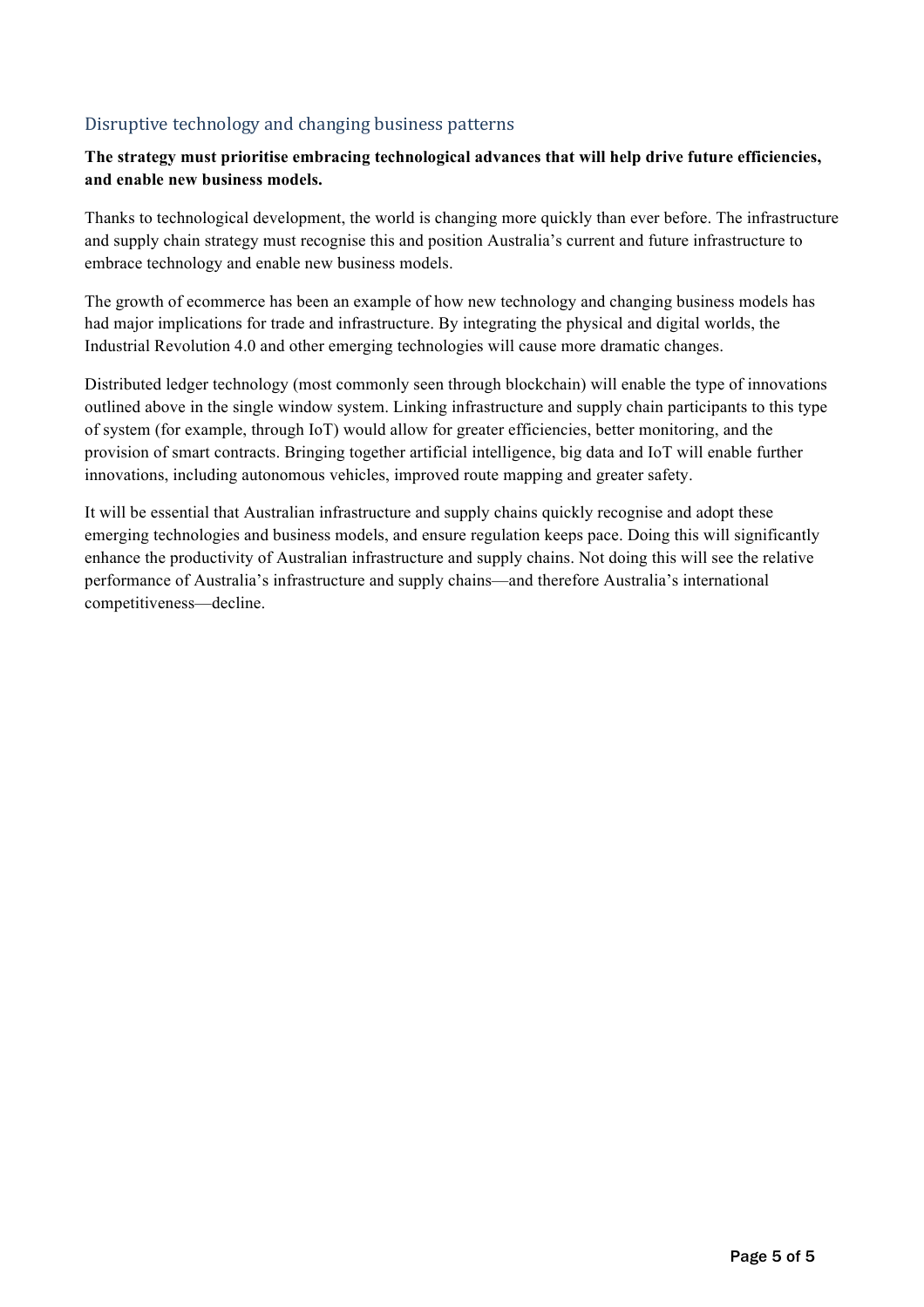## Disruptive technology and changing business patterns

**The strategy must prioritise embracing technological advances that will help drive future efficiencies, and enable new business models.**

Thanks to technological development, the world is changing more quickly than ever before. The infrastructure and supply chain strategy must recognise this and position Australia's current and future infrastructure to embrace technology and enable new business models.

The growth of ecommerce has been an example of how new technology and changing business models has had major implications for trade and infrastructure. By integrating the physical and digital worlds, the Industrial Revolution 4.0 and other emerging technologies will cause more dramatic changes.

Distributed ledger technology (most commonly seen through blockchain) will enable the type of innovations outlined above in the single window system. Linking infrastructure and supply chain participants to this type of system (for example, through IoT) would allow for greater efficiencies, better monitoring, and the provision of smart contracts. Bringing together artificial intelligence, big data and IoT will enable further innovations, including autonomous vehicles, improved route mapping and greater safety.

It will be essential that Australian infrastructure and supply chains quickly recognise and adopt these emerging technologies and business models, and ensure regulation keeps pace. Doing this will significantly enhance the productivity of Australian infrastructure and supply chains. Not doing this will see the relative performance of Australia's infrastructure and supply chains—and therefore Australia's international competitiveness—decline.